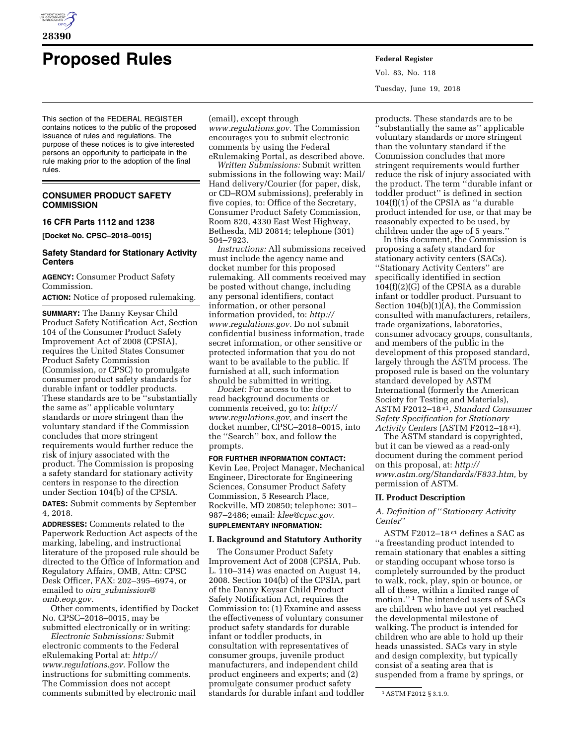# Proposed Rules

This section of the FEDERAL REGISTER contains notices to the public of the proposed issuance of rules and regulations. The purpose of these notices is to give interested persons an opportunity to participate in the rule making prior to the adoption of the final rules.

## CONSUMER PRODUCT SAFETY COMMISSION

### 16 CFR Parts 1112 and 1238

**[Docket No. CPSC–2018–0015]**

### Safety Standard for Stationary Activity Centers

**AGENCY:** Consumer Product Safety Commission.

**ACTION:** Notice of proposed rulemaking.

**SUMMARY:** The Danny Keysar Child Product Safety Notification Act, Section 104 of the Consumer Product Safety Improvement Act of 2008 (CPSIA), requires the United States Consumer Product Safety Commission (Commission, or CPSC) to promulgate consumer product safety standards for durable infant or toddler products. These standards are to be ''substantially the same as'' applicable voluntary standards or more stringent than the voluntary standard if the Commission concludes that more stringent requirements would further reduce the risk of injury associated with the product. The Commission is proposing a safety standard for stationary activity centers in response to the direction under Section 104(b) of the CPSIA.

**DATES:** Submit comments by September 4, 2018.

**ADDRESSES:** Comments related to the Paperwork Reduction Act aspects of the marking, labeling, and instructional literature of the proposed rule should be directed to the Office of Information and Regulatory Affairs, OMB, Attn: CPSC Desk Officer, FAX: 202–395–6974, or emailed to *oira_submission@omb.eop.gov.*

Other comments, identified by Docket No. CPSC–2018–0015, may be submitted electronically or in writing:

*Electronic Submissions:* Submit electronic comments to the Federal eRulemaking Portal at: *http://www.regulations.gov.* Follow the instructions for submitting comments. The Commission does not accept comments submitted by electronic mail (email), except through *www.regulations.gov.* The Commission encourages you to submit electronic comments by using the Federal eRulemaking Portal, as described above.

*Written Submissions:* Submit written submissions in the following way: Mail/Hand delivery/Courier (for paper, disk, or CD–ROM submissions), preferably in five copies, to: Office of the Secretary, Consumer Product Safety Commission, Room 820, 4330 East West Highway, Bethesda, MD 20814; telephone (301) 504–7923.

*Instructions:* All submissions received must include the agency name and docket number for this proposed rulemaking. All comments received may be posted without change, including any personal identifiers, contact information, or other personal information provided, to: *http://www.regulations.gov.* Do not submit confidential business information, trade secret information, or other sensitive or protected information that you do not want to be available to the public. If furnished at all, such information should be submitted in writing.

*Docket:* For access to the docket to read background documents or comments received, go to: *http://www.regulations.gov,* and insert the docket number, CPSC–2018–0015, into the ''Search'' box, and follow the prompts.

**FOR FURTHER INFORMATION CONTACT:** Kevin Lee, Project Manager, Mechanical Engineer, Directorate for Engineering Sciences, Consumer Product Safety Commission, 5 Research Place, Rockville, MD 20850; telephone: 301–987–2486; email: *klee@cpsc.gov.*

**SUPPLEMENTARY INFORMATION:**

#### I. Background and Statutory Authority

The Consumer Product Safety Improvement Act of 2008 (CPSIA, Pub. L. 110–314) was enacted on August 14, 2008. Section 104(b) of the CPSIA, part of the Danny Keysar Child Product Safety Notification Act, requires the Commission to: (1) Examine and assess the effectiveness of voluntary consumer product safety standards for durable infant or toddler products, in consultation with representatives of consumer groups, juvenile product manufacturers, and independent child product engineers and experts; and (2) promulgate consumer product safety standards for durable infant and toddler products. These standards are to be ''substantially the same as'' applicable voluntary standards or more stringent than the voluntary standard if the Commission concludes that more stringent requirements would further reduce the risk of injury associated with the product. The term ''durable infant or toddler product'' is defined in section 104(f)(1) of the CPSIA as ''a durable product intended for use, or that may be reasonably expected to be used, by children under the age of 5 years.''

In this document, the Commission is proposing a safety standard for stationary activity centers (SACs). ''Stationary Activity Centers'' are specifically identified in section 104(f)(2)(G) of the CPSIA as a durable infant or toddler product. Pursuant to Section 104(b)(1)(A), the Commission consulted with manufacturers, retailers, trade organizations, laboratories, consumer advocacy groups, consultants, and members of the public in the development of this proposed standard, largely through the ASTM process. The proposed rule is based on the voluntary standard developed by ASTM International (formerly the American Society for Testing and Materials), ASTM F2012–18 $^{\varepsilon1}$, *Standard Consumer Safety Specification for Stationary Activity Centers* (ASTM F2012–18 $^{\varepsilon1}$).

The ASTM standard is copyrighted, but it can be viewed as a read-only document during the comment period on this proposal, at: *http://www.astm.org/Standards/F833.htm,* by permission of ASTM.

#### II. Product Description

*A. Definition of ''Stationary Activity Center''*

ASTM F2012–18 $^{\varepsilon1}$ defines a SAC as ''a freestanding product intended to remain stationary that enables a sitting or standing occupant whose torso is completely surrounded by the product to walk, rock, play, spin or bounce, or all of these, within a limited range of motion.''[1] The intended users of SACs are children who have not yet reached the developmental milestone of walking. The product is intended for children who are able to hold up their heads unassisted. SACs vary in style and design complexity, but typically consist of a seating area that is suspended from a frame by springs, or

[1] ASTM F2012 § 3.1.9.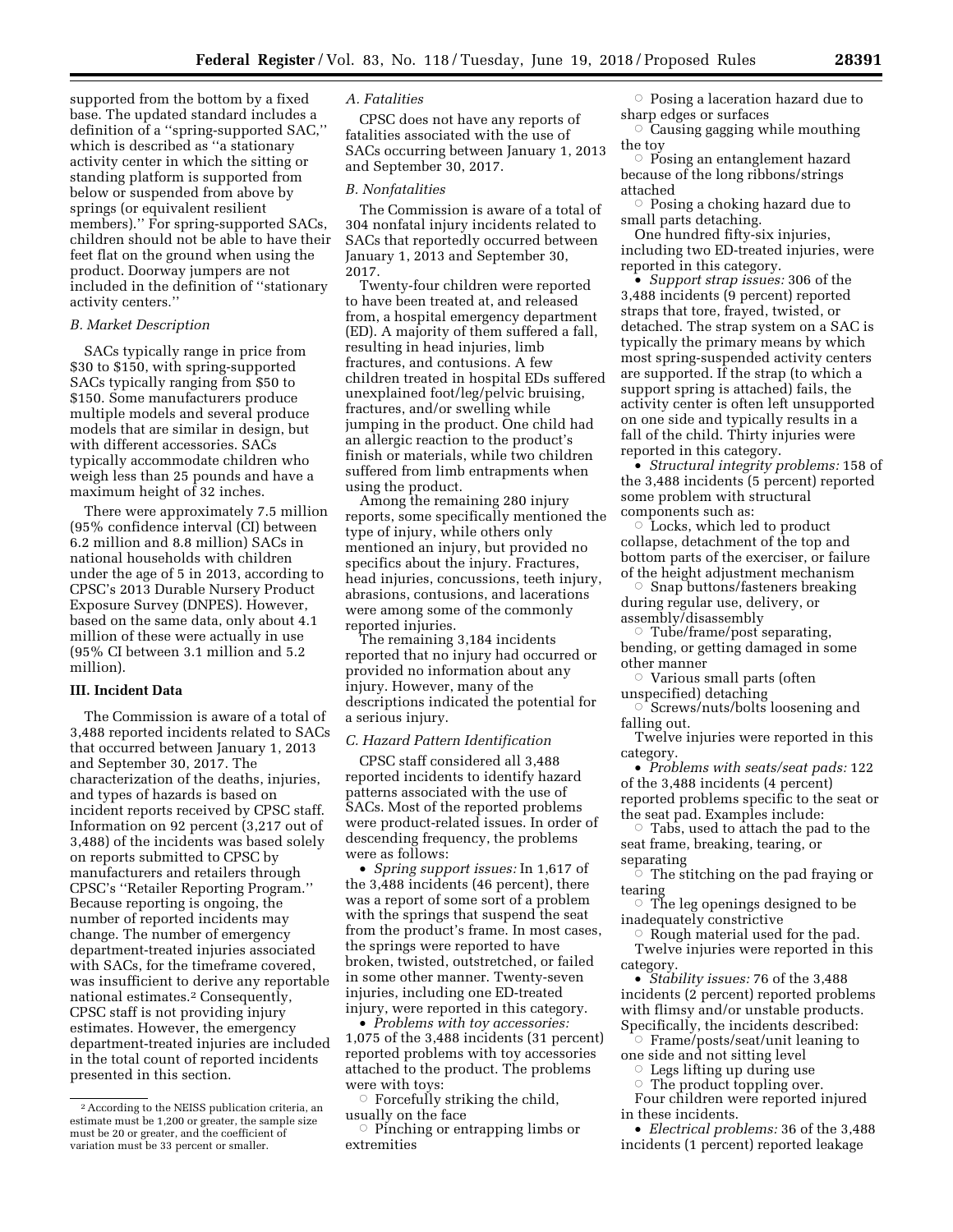supported from the bottom by a fixed base. The updated standard includes a definition of a "spring-supported SAC," which is described as "a stationary activity center in which the sitting or standing platform is supported from below or suspended from above by springs (or equivalent resilient members)." For spring-supported SACs, children should not be able to have their feet flat on the ground when using the product. Doorway jumpers are not included in the definition of "stationary activity centers."

### B. Market Description

SACs typically range in price from $30 to $150, with spring-supported SACs typically ranging from $50 to $150. Some manufacturers produce multiple models and several produce models that are similar in design, but with different accessories. SACs typically accommodate children who weigh less than 25 pounds and have a maximum height of 32 inches.

There were approximately 7.5 million (95% confidence interval (CI) between 6.2 million and 8.8 million) SACs in national households with children under the age of 5 in 2013, according to CPSC's 2013 Durable Nursery Product Exposure Survey (DNPES). However, based on the same data, only about 4.1 million of these were actually in use (95% CI between 3.1 million and 5.2 million).

## III. Incident Data

The Commission is aware of a total of 3,488 reported incidents related to SACs that occurred between January 1, 2013 and September 30, 2017. The characterization of the deaths, injuries, and types of hazards is based on incident reports received by CPSC staff. Information on 92 percent (3,217 out of 3,488) of the incidents was based solely on reports submitted to CPSC by manufacturers and retailers through CPSC's "Retailer Reporting Program." Because reporting is ongoing, the number of reported incidents may change. The number of emergency department-treated injuries associated with SACs, for the timeframe covered, was insufficient to derive any reportable national estimates.[2] Consequently, CPSC staff is not providing injury estimates. However, the emergency department-treated injuries are included in the total count of reported incidents presented in this section.

### A. Fatalities

CPSC does not have any reports of fatalities associated with the use of SACs occurring between January 1, 2013 and September 30, 2017.

### B. Nonfatalities

The Commission is aware of a total of 304 nonfatal injury incidents related to SACs that reportedly occurred between January 1, 2013 and September 30, 2017.

Twenty-four children were reported to have been treated at, and released from, a hospital emergency department (ED). A majority of them suffered a fall, resulting in head injuries, limb fractures, and contusions. A few children treated in hospital EDs suffered unexplained foot/leg/pelvic bruising, fractures, and/or swelling while jumping in the product. One child had an allergic reaction to the product's finish or materials, while two children suffered from limb entrapments when using the product.

Among the remaining 280 injury reports, some specifically mentioned the type of injury, while others only mentioned an injury, but provided no specifics about the injury. Fractures, head injuries, concussions, teeth injury, abrasions, contusions, and lacerations were among some of the commonly reported injuries.

The remaining 3,184 incidents reported that no injury had occurred or provided no information about any injury. However, many of the descriptions indicated the potential for a serious injury.

### C. Hazard Pattern Identification

CPSC staff considered all 3,488 reported incidents to identify hazard patterns associated with the use of SACs. Most of the reported problems were product-related issues. In order of descending frequency, the problems were as follows:

- *Spring support issues:* In 1,617 of the 3,488 incidents (46 percent), there was a report of some sort of a problem with the springs that suspend the seat from the product's frame. In most cases, the springs were reported to have broken, twisted, outstretched, or failed in some other manner. Twenty-seven injuries, including one ED-treated injury, were reported in this category.
- *Problems with toy accessories:* 1,075 of the 3,488 incidents (31 percent) reported problems with toy accessories attached to the product. The problems were with toys:
  - Forcefully striking the child, usually on the face
  - Pinching or entrapping limbs or extremities
  - Posing a laceration hazard due to sharp edges or surfaces
  - Causing gagging while mouthing the toy
  - Posing an entanglement hazard because of the long ribbons/strings attached
  - Posing a choking hazard due to small parts detaching.

  One hundred fifty-six injuries, including two ED-treated injuries, were reported in this category.
- *Support strap issues:* 306 of the 3,488 incidents (9 percent) reported straps that tore, frayed, twisted, or detached. The strap system on a SAC is typically the primary means by which most spring-suspended activity centers are supported. If the strap (to which a support spring is attached) fails, the activity center is often left unsupported on one side and typically results in a fall of the child. Thirty injuries were reported in this category.
- *Structural integrity problems:* 158 of the 3,488 incidents (5 percent) reported some problem with structural components such as:
  - Locks, which led to product collapse, detachment of the top and bottom parts of the exerciser, or failure of the height adjustment mechanism
  - Snap buttons/fasteners breaking during regular use, delivery, or assembly/disassembly
  - Tube/frame/post separating, bending, or getting damaged in some other manner
  - Various small parts (often unspecified) detaching
  - Screws/nuts/bolts loosening and falling out.

  Twelve injuries were reported in this category.
- *Problems with seats/seat pads:* 122 of the 3,488 incidents (4 percent) reported problems specific to the seat or the seat pad. Examples include:
  - Tabs, used to attach the pad to the seat frame, breaking, tearing, or separating
  - The stitching on the pad fraying or tearing
  - The leg openings designed to be inadequately constrictive
  - Rough material used for the pad.

  Twelve injuries were reported in this category.
- *Stability issues:* 76 of the 3,488 incidents (2 percent) reported problems with flimsy and/or unstable products. Specifically, the incidents described:
  - Frame/posts/seat/unit leaning to one side and not sitting level
  - Legs lifting up during use
  - The product toppling over.

  Four children were reported injured in these incidents.
- *Electrical problems:* 36 of the 3,488 incidents (1 percent) reported leakage

[2] According to the NEISS publication criteria, an estimate must be 1,200 or greater, the sample size must be 20 or greater, and the coefficient of variation must be 33 percent or smaller.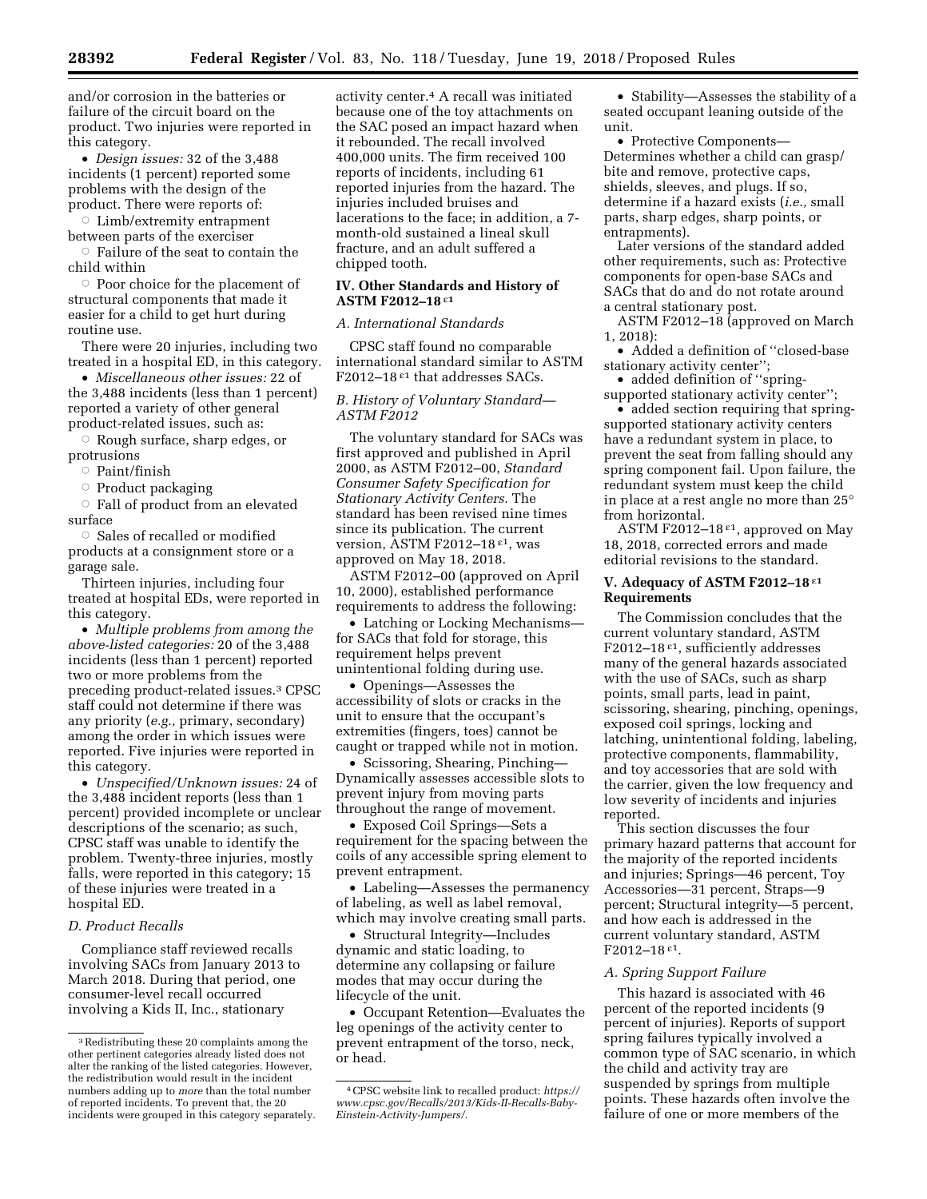and/or corrosion in the batteries or failure of the circuit board on the product. Two injuries were reported in this category.

- *Design issues:* 32 of the 3,488 incidents (1 percent) reported some problems with the design of the product. There were reports of:
  - Limb/extremity entrapment between parts of the exerciser
  - Failure of the seat to contain the child within
  - Poor choice for the placement of structural components that made it easier for a child to get hurt during routine use.

There were 20 injuries, including two treated in a hospital ED, in this category.

- *Miscellaneous other issues:* 22 of the 3,488 incidents (less than 1 percent) reported a variety of other general product-related issues, such as:
  - Rough surface, sharp edges, or protrusions
  - Paint/finish
  - Product packaging
  - Fall of product from an elevated surface
  - Sales of recalled or modified products at a consignment store or a garage sale.

Thirteen injuries, including four treated at hospital EDs, were reported in this category.

- *Multiple problems from among the above-listed categories:* 20 of the 3,488 incidents (less than 1 percent) reported two or more problems from the preceding product-related issues.[3] CPSC staff could not determine if there was any priority (*e.g.,* primary, secondary) among the order in which issues were reported. Five injuries were reported in this category.

- *Unspecified/Unknown issues:* 24 of the 3,488 incident reports (less than 1 percent) provided incomplete or unclear descriptions of the scenario; as such, CPSC staff was unable to identify the problem. Twenty-three injuries, mostly falls, were reported in this category; 15 of these injuries were treated in a hospital ED.

### *D. Product Recalls*

Compliance staff reviewed recalls involving SACs from January 2013 to March 2018. During that period, one consumer-level recall occurred involving a Kids II, Inc., stationary activity center.[4] A recall was initiated because one of the toy attachments on the SAC posed an impact hazard when it rebounded. The recall involved 400,000 units. The firm received 100 reports of incidents, including 61 reported injuries from the hazard. The injuries included bruises and lacerations to the face; in addition, a 7-month-old sustained a lineal skull fracture, and an adult suffered a chipped tooth.

## IV. Other Standards and History of ASTM F2012–18 $^{\varepsilon1}$

### *A. International Standards*

CPSC staff found no comparable international standard similar to ASTM F2012–18 $^{\varepsilon1}$ that addresses SACs.

### *B. History of Voluntary Standard—ASTM F2012*

The voluntary standard for SACs was first approved and published in April 2000, as ASTM F2012–00, *Standard Consumer Safety Specification for Stationary Activity Centers.* The standard has been revised nine times since its publication. The current version, ASTM F2012–18 $^{\varepsilon1}$, was approved on May 18, 2018.

ASTM F2012–00 (approved on April 10, 2000), established performance requirements to address the following:

- Latching or Locking Mechanisms—for SACs that fold for storage, this requirement helps prevent unintentional folding during use.
- Openings—Assesses the accessibility of slots or cracks in the unit to ensure that the occupant's extremities (fingers, toes) cannot be caught or trapped while not in motion.
- Scissoring, Shearing, Pinching—Dynamically assesses accessible slots to prevent injury from moving parts throughout the range of movement.
- Exposed Coil Springs—Sets a requirement for the spacing between the coils of any accessible spring element to prevent entrapment.
- Labeling—Assesses the permanency of labeling, as well as label removal, which may involve creating small parts.
- Structural Integrity—Includes dynamic and static loading, to determine any collapsing or failure modes that may occur during the lifecycle of the unit.
- Occupant Retention—Evaluates the leg openings of the activity center to prevent entrapment of the torso, neck, or head.
- Stability—Assesses the stability of a seated occupant leaning outside of the unit.
- Protective Components—Determines whether a child can grasp/bite and remove, protective caps, shields, sleeves, and plugs. If so, determine if a hazard exists (*i.e.,* small parts, sharp edges, sharp points, or entrapments).

Later versions of the standard added other requirements, such as: Protective components for open-base SACs and SACs that do and do not rotate around a central stationary post.

ASTM F2012–18 (approved on March 1, 2018):

- Added a definition of "closed-base stationary activity center";
- added definition of "spring-supported stationary activity center";
- added section requiring that spring-supported stationary activity centers have a redundant system in place, to prevent the seat from falling should any spring component fail. Upon failure, the redundant system must keep the child in place at a rest angle no more than 25° from horizontal.

ASTM F2012–18 $^{\varepsilon1}$, approved on May 18, 2018, corrected errors and made editorial revisions to the standard.

## V. Adequacy of ASTM F2012–18 $^{\varepsilon1}$ Requirements

The Commission concludes that the current voluntary standard, ASTM F2012–18 $^{\varepsilon1}$, sufficiently addresses many of the general hazards associated with the use of SACs, such as sharp points, small parts, lead in paint, scissoring, shearing, pinching, openings, exposed coil springs, locking and latching, unintentional folding, labeling, protective components, flammability, and toy accessories that are sold with the carrier, given the low frequency and low severity of incidents and injuries reported.

This section discusses the four primary hazard patterns that account for the majority of the reported incidents and injuries; Springs—46 percent, Toy Accessories—31 percent, Straps—9 percent; Structural integrity—5 percent, and how each is addressed in the current voluntary standard, ASTM F2012–18 $^{\varepsilon1}$.

### *A. Spring Support Failure*

This hazard is associated with 46 percent of the reported incidents (9 percent of injuries). Reports of support spring failures typically involved a common type of SAC scenario, in which the child and activity tray are suspended by springs from multiple points. These hazards often involve the failure of one or more members of the

---

[3] Redistributing these 20 complaints among the other pertinent categories already listed does not alter the ranking of the listed categories. However, the redistribution would result in the incident numbers adding up to *more* than the total number of reported incidents. To prevent that, the 20 incidents were grouped in this category separately.

[4] CPSC website link to recalled product: *https://www.cpsc.gov/Recalls/2013/Kids-II-Recalls-Baby-Einstein-Activity-Jumpers/.*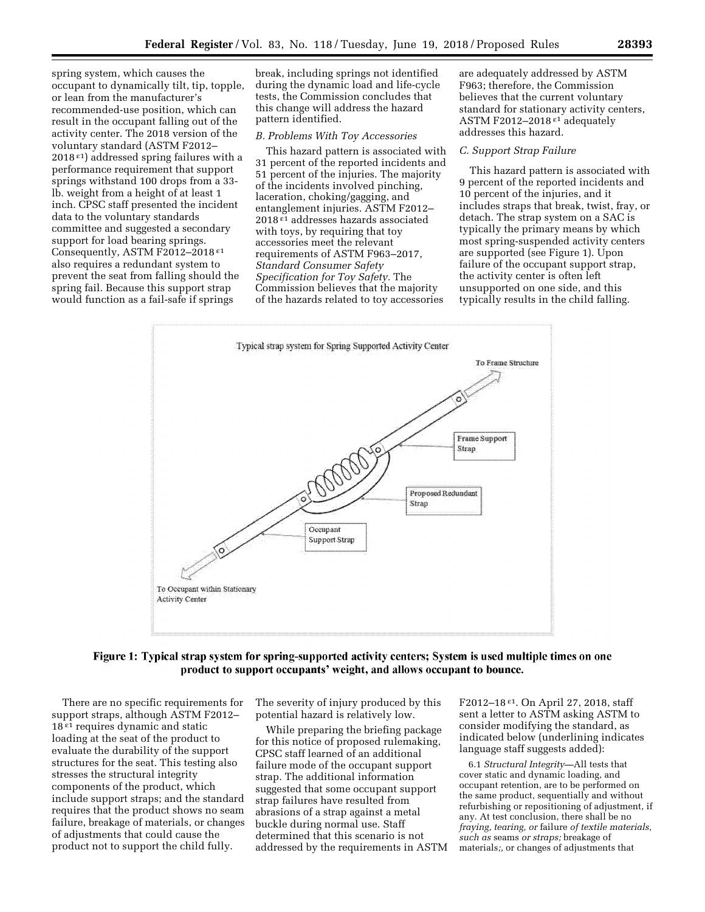spring system, which causes the occupant to dynamically tilt, tip, topple, or lean from the manufacturer's recommended-use position, which can result in the occupant falling out of the activity center. The 2018 version of the voluntary standard (ASTM F2012–2018 $^{\varepsilon1}$) addressed spring failures with a performance requirement that support springs withstand 100 drops from a 33-lb. weight from a height of at least 1 inch. CPSC staff presented the incident data to the voluntary standards committee and suggested a secondary support for load bearing springs. Consequently, ASTM F2012–2018 $^{\varepsilon1}$ also requires a redundant system to prevent the seat from falling should the spring fail. Because this support strap would function as a fail-safe if springs break, including springs not identified during the dynamic load and life-cycle tests, the Commission concludes that this change will address the hazard pattern identified.

### B. Problems With Toy Accessories

This hazard pattern is associated with 31 percent of the reported incidents and 51 percent of the injuries. The majority of the incidents involved pinching, laceration, choking/gagging, and entanglement injuries. ASTM F2012–2018 $^{\varepsilon1}$ addresses hazards associated with toys, by requiring that toy accessories meet the relevant requirements of ASTM F963–2017, *Standard Consumer Safety Specification for Toy Safety.* The Commission believes that the majority of the hazards related to toy accessories are adequately addressed by ASTM F963; therefore, the Commission believes that the current voluntary standard for stationary activity centers, ASTM F2012–2018 $^{\varepsilon1}$ adequately addresses this hazard.

### C. Support Strap Failure

This hazard pattern is associated with 9 percent of the reported incidents and 10 percent of the injuries, and it includes straps that break, twist, fray, or detach. The strap system on a SAC is typically the primary means by which most spring-suspended activity centers are supported (see Figure 1). Upon failure of the occupant support strap, the activity center is often left unsupported on one side, and this typically results in the child falling.

Typical strap system for Spring Supported Activity Center

To Frame Structure

Frame Support Strap

Proposed Redundant Strap

Occupant Support Strap

To Occupant within Stationary Activity Center

**Figure 1: Typical strap system for spring-supported activity centers; System is used multiple times on one product to support occupants' weight, and allows occupant to bounce.**

There are no specific requirements for support straps, although ASTM F2012–18 $^{\varepsilon1}$ requires dynamic and static loading at the seat of the product to evaluate the durability of the support structures for the seat. This testing also stresses the structural integrity components of the product, which include support straps; and the standard requires that the product shows no seam failure, breakage of materials, or changes of adjustments that could cause the product not to support the child fully. The severity of injury produced by this potential hazard is relatively low.

While preparing the briefing package for this notice of proposed rulemaking, CPSC staff learned of an additional failure mode of the occupant support strap. The additional information suggested that some occupant support strap failures have resulted from abrasions of a strap against a metal buckle during normal use. Staff determined that this scenario is not addressed by the requirements in ASTM F2012–18 $^{\varepsilon1}$. On April 27, 2018, staff sent a letter to ASTM asking ASTM to consider modifying the standard, as indicated below (underlining indicates language staff suggests added):

6.1 *Structural Integrity*—All tests that cover static and dynamic loading, and occupant retention, are to be performed on the same product, sequentially and without refurbishing or repositioning of adjustment, if any. At test conclusion, there shall be no *fraying, tearing, or* failure *of textile materials, such as* seams *or straps;* breakage of materials;, or changes of adjustments that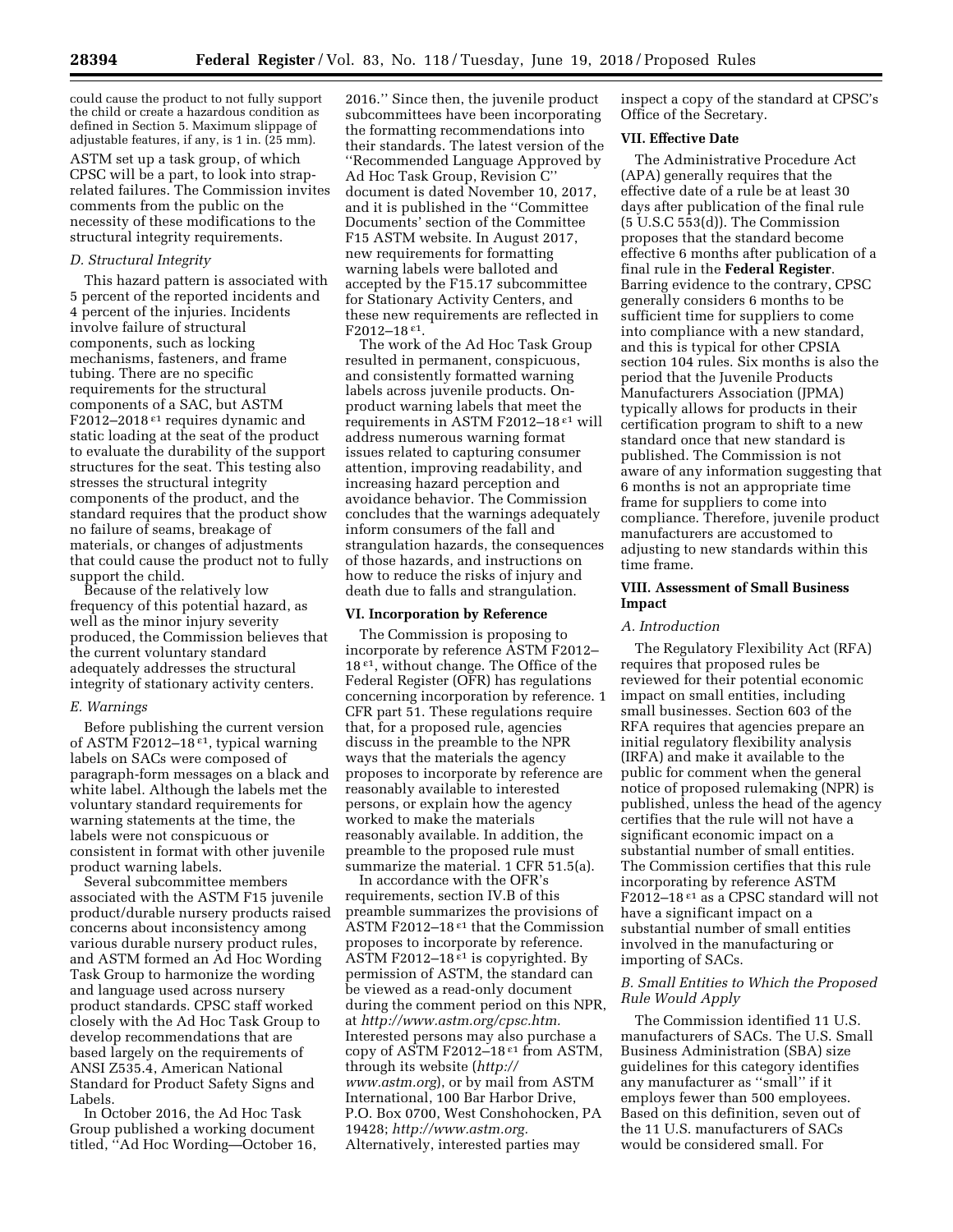could cause the product to not fully support the child or create a hazardous condition as defined in Section 5. Maximum slippage of adjustable features, if any, is 1 in. (25 mm).

ASTM set up a task group, of which CPSC will be a part, to look into strap-related failures. The Commission invites comments from the public on the necessity of these modifications to the structural integrity requirements.

### D. Structural Integrity

This hazard pattern is associated with 5 percent of the reported incidents and 4 percent of the injuries. Incidents involve failure of structural components, such as locking mechanisms, fasteners, and frame tubing. There are no specific requirements for the structural components of a SAC, but ASTM F2012–2018 $^{\varepsilon 1}$ requires dynamic and static loading at the seat of the product to evaluate the durability of the support structures for the seat. This testing also stresses the structural integrity components of the product, and the standard requires that the product show no failure of seams, breakage of materials, or changes of adjustments that could cause the product not to fully support the child.

Because of the relatively low frequency of this potential hazard, as well as the minor injury severity produced, the Commission believes that the current voluntary standard adequately addresses the structural integrity of stationary activity centers.

### E. Warnings

Before publishing the current version of ASTM F2012–18 $^{\varepsilon 1}$, typical warning labels on SACs were composed of paragraph-form messages on a black and white label. Although the labels met the voluntary standard requirements for warning statements at the time, the labels were not conspicuous or consistent in format with other juvenile product warning labels.

Several subcommittee members associated with the ASTM F15 juvenile product/durable nursery products raised concerns about inconsistency among various durable nursery product rules, and ASTM formed an Ad Hoc Wording Task Group to harmonize the wording and language used across nursery product standards. CPSC staff worked closely with the Ad Hoc Task Group to develop recommendations that are based largely on the requirements of ANSI Z535.4, American National Standard for Product Safety Signs and Labels.

In October 2016, the Ad Hoc Task Group published a working document titled, ''Ad Hoc Wording—October 16, 2016.'' Since then, the juvenile product subcommittees have been incorporating the formatting recommendations into their standards. The latest version of the ''Recommended Language Approved by Ad Hoc Task Group, Revision C'' document is dated November 10, 2017, and it is published in the ''Committee Documents' section of the Committee F15 ASTM website. In August 2017, new requirements for formatting warning labels were balloted and accepted by the F15.17 subcommittee for Stationary Activity Centers, and these new requirements are reflected in F2012–18 $^{\varepsilon 1}$.

The work of the Ad Hoc Task Group resulted in permanent, conspicuous, and consistently formatted warning labels across juvenile products. On-product warning labels that meet the requirements in ASTM F2012–18 $^{\varepsilon 1}$ will address numerous warning format issues related to capturing consumer attention, improving readability, and increasing hazard perception and avoidance behavior. The Commission concludes that the warnings adequately inform consumers of the fall and strangulation hazards, the consequences of those hazards, and instructions on how to reduce the risks of injury and death due to falls and strangulation.

## VI. Incorporation by Reference

The Commission is proposing to incorporate by reference ASTM F2012–18 $^{\varepsilon 1}$, without change. The Office of the Federal Register (OFR) has regulations concerning incorporation by reference. 1 CFR part 51. These regulations require that, for a proposed rule, agencies discuss in the preamble to the NPR ways that the materials the agency proposes to incorporate by reference are reasonably available to interested persons, or explain how the agency worked to make the materials reasonably available. In addition, the preamble to the proposed rule must summarize the material. 1 CFR 51.5(a).

In accordance with the OFR's requirements, section IV.B of this preamble summarizes the provisions of ASTM F2012–18 $^{\varepsilon 1}$ that the Commission proposes to incorporate by reference. ASTM F2012–18 $^{\varepsilon 1}$ is copyrighted. By permission of ASTM, the standard can be viewed as a read-only document during the comment period on this NPR, at *http://www.astm.org/cpsc.htm.* Interested persons may also purchase a copy of ASTM F2012–18 $^{\varepsilon 1}$ from ASTM, through its website (*http://www.astm.org*), or by mail from ASTM International, 100 Bar Harbor Drive, P.O. Box 0700, West Conshohocken, PA 19428; *http://www.astm.org.* Alternatively, interested parties may inspect a copy of the standard at CPSC's Office of the Secretary.

## VII. Effective Date

The Administrative Procedure Act (APA) generally requires that the effective date of a rule be at least 30 days after publication of the final rule (5 U.S.C 553(d)). The Commission proposes that the standard become effective 6 months after publication of a final rule in the **Federal Register**. Barring evidence to the contrary, CPSC generally considers 6 months to be sufficient time for suppliers to come into compliance with a new standard, and this is typical for other CPSIA section 104 rules. Six months is also the period that the Juvenile Products Manufacturers Association (JPMA) typically allows for products in their certification program to shift to a new standard once that new standard is published. The Commission is not aware of any information suggesting that 6 months is not an appropriate time frame for suppliers to come into compliance. Therefore, juvenile product manufacturers are accustomed to adjusting to new standards within this time frame.

## VIII. Assessment of Small Business Impact

### A. Introduction

The Regulatory Flexibility Act (RFA) requires that proposed rules be reviewed for their potential economic impact on small entities, including small businesses. Section 603 of the RFA requires that agencies prepare an initial regulatory flexibility analysis (IRFA) and make it available to the public for comment when the general notice of proposed rulemaking (NPR) is published, unless the head of the agency certifies that the rule will not have a significant economic impact on a substantial number of small entities. The Commission certifies that this rule incorporating by reference ASTM F2012–18 $^{\varepsilon 1}$ as a CPSC standard will not have a significant impact on a substantial number of small entities involved in the manufacturing or importing of SACs.

### B. Small Entities to Which the Proposed Rule Would Apply

The Commission identified 11 U.S. manufacturers of SACs. The U.S. Small Business Administration (SBA) size guidelines for this category identifies any manufacturer as ''small'' if it employs fewer than 500 employees. Based on this definition, seven out of the 11 U.S. manufacturers of SACs would be considered small. For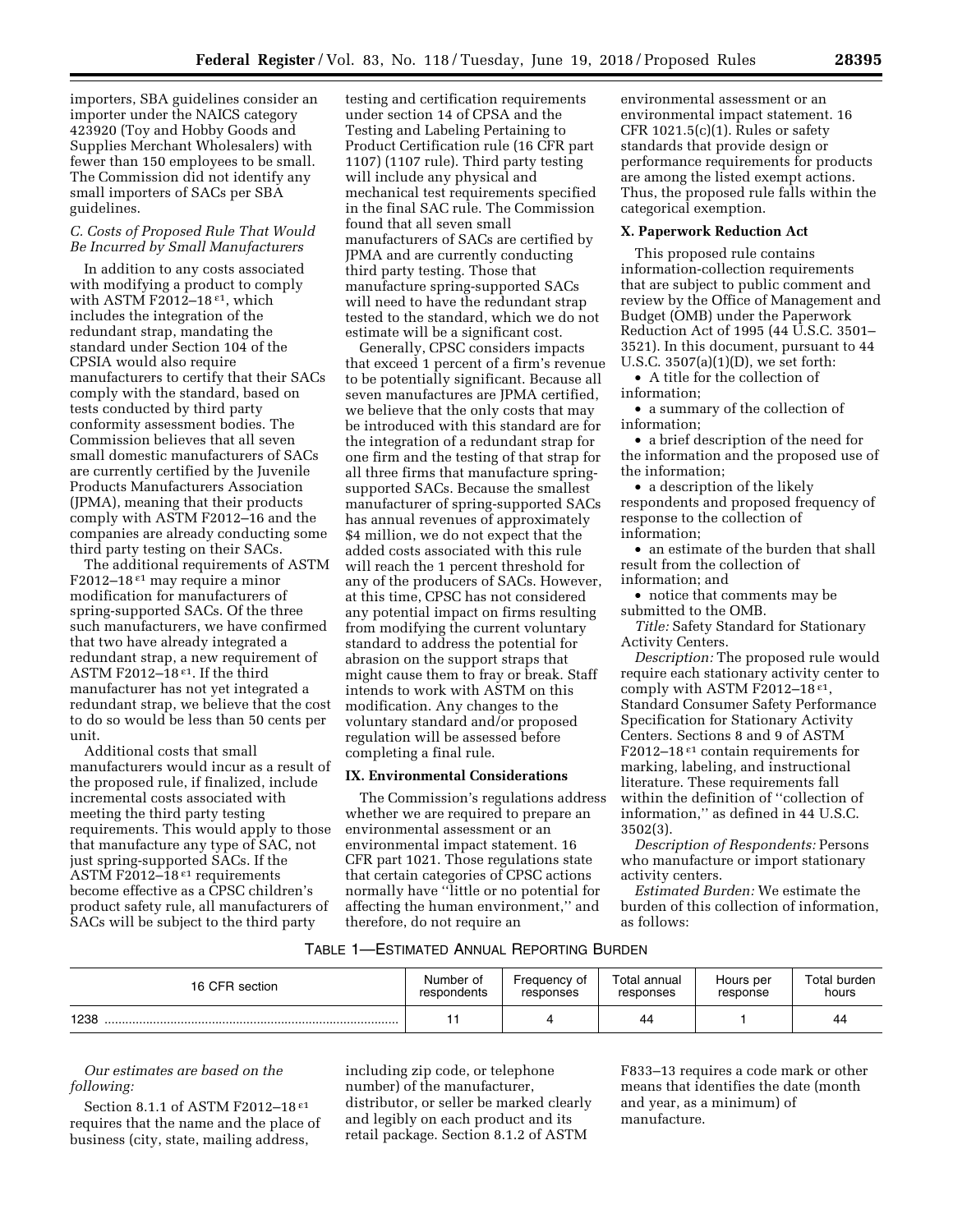importers, SBA guidelines consider an importer under the NAICS category 423920 (Toy and Hobby Goods and Supplies Merchant Wholesalers) with fewer than 150 employees to be small. The Commission did not identify any small importers of SACs per SBA guidelines.

### *C. Costs of Proposed Rule That Would Be Incurred by Small Manufacturers*

In addition to any costs associated with modifying a product to comply with ASTM F2012–18$^{\varepsilon1}$, which includes the integration of the redundant strap, mandating the standard under Section 104 of the CPSIA would also require manufacturers to certify that their SACs comply with the standard, based on tests conducted by third party conformity assessment bodies. The Commission believes that all seven small domestic manufacturers of SACs are currently certified by the Juvenile Products Manufacturers Association (JPMA), meaning that their products comply with ASTM F2012–16 and the companies are already conducting some third party testing on their SACs.

The additional requirements of ASTM F2012–18$^{\varepsilon1}$ may require a minor modification for manufacturers of spring-supported SACs. Of the three such manufacturers, we have confirmed that two have already integrated a redundant strap, a new requirement of ASTM F2012–18$^{\varepsilon1}$. If the third manufacturer has not yet integrated a redundant strap, we believe that the cost to do so would be less than 50 cents per unit.

Additional costs that small manufacturers would incur as a result of the proposed rule, if finalized, include incremental costs associated with meeting the third party testing requirements. This would apply to those that manufacture any type of SAC, not just spring-supported SACs. If the ASTM F2012–18$^{\varepsilon1}$ requirements become effective as a CPSC children's product safety rule, all manufacturers of SACs will be subject to the third party testing and certification requirements under section 14 of CPSA and the Testing and Labeling Pertaining to Product Certification rule (16 CFR part 1107) (1107 rule). Third party testing will include any physical and mechanical test requirements specified in the final SAC rule. The Commission found that all seven small manufacturers of SACs are certified by JPMA and are currently conducting third party testing. Those that manufacture spring-supported SACs will need to have the redundant strap tested to the standard, which we do not estimate will be a significant cost.

Generally, CPSC considers impacts that exceed 1 percent of a firm's revenue to be potentially significant. Because all seven manufactures are JPMA certified, we believe that the only costs that may be introduced with this standard are for the integration of a redundant strap for one firm and the testing of that strap for all three firms that manufacture spring-supported SACs. Because the smallest manufacturer of spring-supported SACs has annual revenues of approximately $4 million, we do not expect that the added costs associated with this rule will reach the 1 percent threshold for any of the producers of SACs. However, at this time, CPSC has not considered any potential impact on firms resulting from modifying the current voluntary standard to address the potential for abrasion on the support straps that might cause them to fray or break. Staff intends to work with ASTM on this modification. Any changes to the voluntary standard and/or proposed regulation will be assessed before completing a final rule.

## IX. Environmental Considerations

The Commission's regulations address whether we are required to prepare an environmental assessment or an environmental impact statement. 16 CFR part 1021. Those regulations state that certain categories of CPSC actions normally have ''little or no potential for affecting the human environment,'' and therefore, do not require an environmental assessment or an environmental impact statement. 16 CFR 1021.5(c)(1). Rules or safety standards that provide design or performance requirements for products are among the listed exempt actions. Thus, the proposed rule falls within the categorical exemption.

## X. Paperwork Reduction Act

This proposed rule contains information-collection requirements that are subject to public comment and review by the Office of Management and Budget (OMB) under the Paperwork Reduction Act of 1995 (44 U.S.C. 3501–3521). In this document, pursuant to 44 U.S.C. 3507(a)(1)(D), we set forth:

- A title for the collection of information;
- a summary of the collection of information;
- a brief description of the need for the information and the proposed use of the information;
- a description of the likely respondents and proposed frequency of response to the collection of information;
- an estimate of the burden that shall result from the collection of information; and
- notice that comments may be submitted to the OMB.

*Title:* Safety Standard for Stationary Activity Centers.

*Description:* The proposed rule would require each stationary activity center to comply with ASTM F2012–18$^{\varepsilon1}$, Standard Consumer Safety Performance Specification for Stationary Activity Centers. Sections 8 and 9 of ASTM F2012–18$^{\varepsilon1}$ contain requirements for marking, labeling, and instructional literature. These requirements fall within the definition of ''collection of information,'' as defined in 44 U.S.C. 3502(3).

*Description of Respondents:* Persons who manufacture or import stationary activity centers.

*Estimated Burden:* We estimate the burden of this collection of information, as follows:

TABLE 1—ESTIMATED ANNUAL REPORTING BURDEN

| 16 CFR section | Number of respondents | Frequency of responses | Total annual responses | Hours per response | Total burden hours |
|---|---|---|---|---|---|
| 1238 | 11 | 4 | 44 | 1 | 44 |

*Our estimates are based on the following:*

Section 8.1.1 of ASTM F2012–18$^{\varepsilon1}$ requires that the name and the place of business (city, state, mailing address, including zip code, or telephone number) of the manufacturer, distributor, or seller be marked clearly and legibly on each product and its retail package. Section 8.1.2 of ASTM F833–13 requires a code mark or other means that identifies the date (month and year, as a minimum) of manufacture.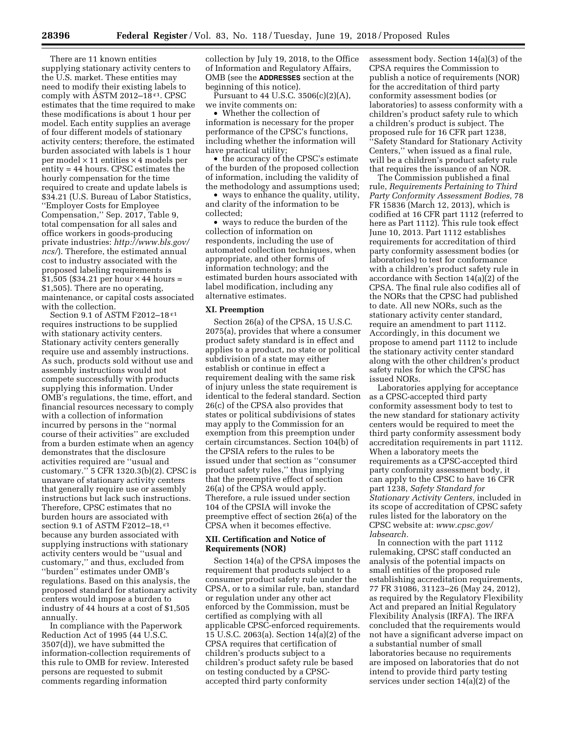There are 11 known entities supplying stationary activity centers to the U.S. market. These entities may need to modify their existing labels to comply with ASTM 2012–18$^{\varepsilon 1}$. CPSC estimates that the time required to make these modifications is about 1 hour per model. Each entity supplies an average of four different models of stationary activity centers; therefore, the estimated burden associated with labels is 1 hour per model × 11 entities × 4 models per entity = 44 hours. CPSC estimates the hourly compensation for the time required to create and update labels is $34.21 (U.S. Bureau of Labor Statistics, ''Employer Costs for Employee Compensation,'' Sep. 2017, Table 9, total compensation for all sales and office workers in goods-producing private industries: *http://www.bls.gov/ncs/*). Therefore, the estimated annual cost to industry associated with the proposed labeling requirements is $1,505 ($34.21 per hour × 44 hours = $1,505). There are no operating, maintenance, or capital costs associated with the collection.

Section 9.1 of ASTM F2012–18$^{\varepsilon 1}$ requires instructions to be supplied with stationary activity centers. Stationary activity centers generally require use and assembly instructions. As such, products sold without use and assembly instructions would not compete successfully with products supplying this information. Under OMB's regulations, the time, effort, and financial resources necessary to comply with a collection of information incurred by persons in the ''normal course of their activities'' are excluded from a burden estimate when an agency demonstrates that the disclosure activities required are ''usual and customary.'' 5 CFR 1320.3(b)(2). CPSC is unaware of stationary activity centers that generally require use or assembly instructions but lack such instructions. Therefore, CPSC estimates that no burden hours are associated with section 9.1 of ASTM F2012–18,$^{\varepsilon 1}$ because any burden associated with supplying instructions with stationary activity centers would be ''usual and customary,'' and thus, excluded from ''burden'' estimates under OMB's regulations. Based on this analysis, the proposed standard for stationary activity centers would impose a burden to industry of 44 hours at a cost of $1,505 annually.

In compliance with the Paperwork Reduction Act of 1995 (44 U.S.C. 3507(d)), we have submitted the information-collection requirements of this rule to OMB for review. Interested persons are requested to submit comments regarding information collection by July 19, 2018, to the Office of Information and Regulatory Affairs, OMB (see the **ADDRESSES** section at the beginning of this notice).

Pursuant to 44 U.S.C. 3506(c)(2)(A), we invite comments on:

- Whether the collection of information is necessary for the proper performance of the CPSC's functions, including whether the information will have practical utility;
- the accuracy of the CPSC's estimate of the burden of the proposed collection of information, including the validity of the methodology and assumptions used;
- ways to enhance the quality, utility, and clarity of the information to be collected;
- ways to reduce the burden of the collection of information on respondents, including the use of automated collection techniques, when appropriate, and other forms of information technology; and the estimated burden hours associated with label modification, including any alternative estimates.

## XI. Preemption

Section 26(a) of the CPSA, 15 U.S.C. 2075(a), provides that where a consumer product safety standard is in effect and applies to a product, no state or political subdivision of a state may either establish or continue in effect a requirement dealing with the same risk of injury unless the state requirement is identical to the federal standard. Section 26(c) of the CPSA also provides that states or political subdivisions of states may apply to the Commission for an exemption from this preemption under certain circumstances. Section 104(b) of the CPSIA refers to the rules to be issued under that section as ''consumer product safety rules,'' thus implying that the preemptive effect of section 26(a) of the CPSA would apply. Therefore, a rule issued under section 104 of the CPSIA will invoke the preemptive effect of section 26(a) of the CPSA when it becomes effective.

## XII. Certification and Notice of Requirements (NOR)

Section 14(a) of the CPSA imposes the requirement that products subject to a consumer product safety rule under the CPSA, or to a similar rule, ban, standard or regulation under any other act enforced by the Commission, must be certified as complying with all applicable CPSC-enforced requirements. 15 U.S.C. 2063(a). Section 14(a)(2) of the CPSA requires that certification of children's products subject to a children's product safety rule be based on testing conducted by a CPSC-accepted third party conformity assessment body. Section 14(a)(3) of the CPSA requires the Commission to publish a notice of requirements (NOR) for the accreditation of third party conformity assessment bodies (or laboratories) to assess conformity with a children's product safety rule to which a children's product is subject. The proposed rule for 16 CFR part 1238, ''Safety Standard for Stationary Activity Centers,'' when issued as a final rule, will be a children's product safety rule that requires the issuance of an NOR.

The Commission published a final rule, *Requirements Pertaining to Third Party Conformity Assessment Bodies,* 78 FR 15836 (March 12, 2013), which is codified at 16 CFR part 1112 (referred to here as Part 1112). This rule took effect June 10, 2013. Part 1112 establishes requirements for accreditation of third party conformity assessment bodies (or laboratories) to test for conformance with a children's product safety rule in accordance with Section 14(a)(2) of the CPSA. The final rule also codifies all of the NORs that the CPSC had published to date. All new NORs, such as the stationary activity center standard, require an amendment to part 1112. Accordingly, in this document we propose to amend part 1112 to include the stationary activity center standard along with the other children's product safety rules for which the CPSC has issued NORs.

Laboratories applying for acceptance as a CPSC-accepted third party conformity assessment body to test to the new standard for stationary activity centers would be required to meet the third party conformity assessment body accreditation requirements in part 1112. When a laboratory meets the requirements as a CPSC-accepted third party conformity assessment body, it can apply to the CPSC to have 16 CFR part 1238, *Safety Standard for Stationary Activity Centers,* included in its scope of accreditation of CPSC safety rules listed for the laboratory on the CPSC website at: *www.cpsc.gov/labsearch.*

In connection with the part 1112 rulemaking, CPSC staff conducted an analysis of the potential impacts on small entities of the proposed rule establishing accreditation requirements, 77 FR 31086, 31123–26 (May 24, 2012), as required by the Regulatory Flexibility Act and prepared an Initial Regulatory Flexibility Analysis (IRFA). The IRFA concluded that the requirements would not have a significant adverse impact on a substantial number of small laboratories because no requirements are imposed on laboratories that do not intend to provide third party testing services under section 14(a)(2) of the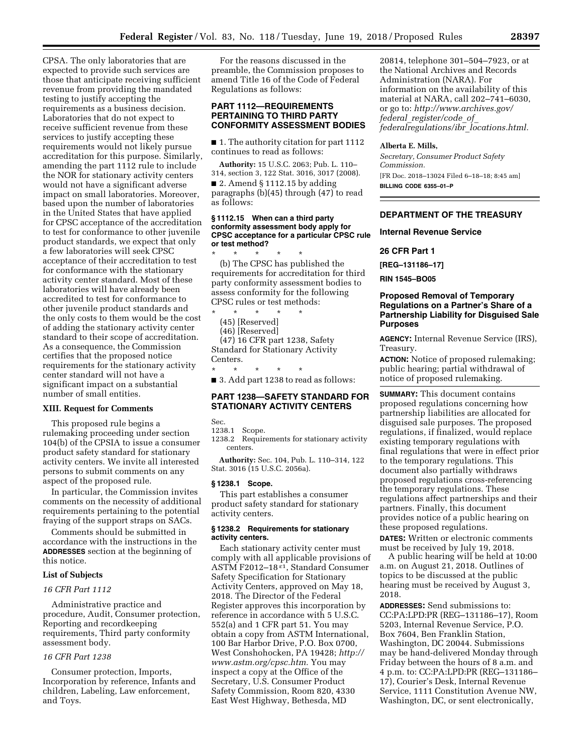CPSA. The only laboratories that are expected to provide such services are those that anticipate receiving sufficient revenue from providing the mandated testing to justify accepting the requirements as a business decision. Laboratories that do not expect to receive sufficient revenue from these services to justify accepting these requirements would not likely pursue accreditation for this purpose. Similarly, amending the part 1112 rule to include the NOR for stationary activity centers would not have a significant adverse impact on small laboratories. Moreover, based upon the number of laboratories in the United States that have applied for CPSC acceptance of the accreditation to test for conformance to other juvenile product standards, we expect that only a few laboratories will seek CPSC acceptance of their accreditation to test for conformance with the stationary activity center standard. Most of these laboratories will have already been accredited to test for conformance to other juvenile product standards and the only costs to them would be the cost of adding the stationary activity center standard to their scope of accreditation. As a consequence, the Commission certifies that the proposed notice requirements for the stationary activity center standard will not have a significant impact on a substantial number of small entities.

### XIII. Request for Comments

This proposed rule begins a rulemaking proceeding under section 104(b) of the CPSIA to issue a consumer product safety standard for stationary activity centers. We invite all interested persons to submit comments on any aspect of the proposed rule.

In particular, the Commission invites comments on the necessity of additional requirements pertaining to the potential fraying of the support straps on SACs.

Comments should be submitted in accordance with the instructions in the **ADDRESSES** section at the beginning of this notice.

### List of Subjects

*16 CFR Part 1112*

Administrative practice and procedure, Audit, Consumer protection, Reporting and recordkeeping requirements, Third party conformity assessment body.

*16 CFR Part 1238*

Consumer protection, Imports, Incorporation by reference, Infants and children, Labeling, Law enforcement, and Toys.

For the reasons discussed in the preamble, the Commission proposes to amend Title 16 of the Code of Federal Regulations as follows:

## PART 1112—REQUIREMENTS PERTAINING TO THIRD PARTY CONFORMITY ASSESSMENT BODIES

■ 1. The authority citation for part 1112 continues to read as follows:

**Authority:** 15 U.S.C. 2063; Pub. L. 110–314, section 3, 122 Stat. 3016, 3017 (2008).

■ 2. Amend § 1112.15 by adding paragraphs (b)(45) through (47) to read as follows:

### § 1112.15 When can a third party conformity assessment body apply for CPSC acceptance for a particular CPSC rule or test method?

\* \* \* \* \*

(b) The CPSC has published the requirements for accreditation for third party conformity assessment bodies to assess conformity for the following CPSC rules or test methods:

\* \* \* \* \*

(45) [Reserved]

(46) [Reserved]

(47) 16 CFR part 1238, Safety Standard for Stationary Activity Centers.

\* \* \* \* \*

■ 3. Add part 1238 to read as follows:

## PART 1238—SAFETY STANDARD FOR STATIONARY ACTIVITY CENTERS

Sec.
1238.1 Scope.
1238.2 Requirements for stationary activity centers.

**Authority:** Sec. 104, Pub. L. 110–314, 122 Stat. 3016 (15 U.S.C. 2056a).

### § 1238.1 Scope.

This part establishes a consumer product safety standard for stationary activity centers.

### § 1238.2 Requirements for stationary activity centers.

Each stationary activity center must comply with all applicable provisions of ASTM F2012–18$^{\varepsilon 1}$, Standard Consumer Safety Specification for Stationary Activity Centers, approved on May 18, 2018. The Director of the Federal Register approves this incorporation by reference in accordance with 5 U.S.C. 552(a) and 1 CFR part 51. You may obtain a copy from ASTM International, 100 Bar Harbor Drive, P.O. Box 0700, West Conshohocken, PA 19428; *http://www.astm.org/cpsc.htm.* You may inspect a copy at the Office of the Secretary, U.S. Consumer Product Safety Commission, Room 820, 4330 East West Highway, Bethesda, MD 20814, telephone 301–504–7923, or at the National Archives and Records Administration (NARA). For information on the availability of this material at NARA, call 202–741–6030, or go to: *http://www.archives.gov/federal_register/code_of_federalregulations/ibr_locations.html.*

**Alberta E. Mills,**

*Secretary, Consumer Product Safety Commission.*

[FR Doc. 2018–13024 Filed 6–18–18; 8:45 am]

**BILLING CODE 6355–01–P**

---

## DEPARTMENT OF THE TREASURY

### Internal Revenue Service

### 26 CFR Part 1

**[REG–131186–17]**

**RIN 1545–BO05**

### Proposed Removal of Temporary Regulations on a Partner's Share of a Partnership Liability for Disguised Sale Purposes

**AGENCY:** Internal Revenue Service (IRS), Treasury.

**ACTION:** Notice of proposed rulemaking; public hearing; partial withdrawal of notice of proposed rulemaking.

**SUMMARY:** This document contains proposed regulations concerning how partnership liabilities are allocated for disguised sale purposes. The proposed regulations, if finalized, would replace existing temporary regulations with final regulations that were in effect prior to the temporary regulations. This document also partially withdraws proposed regulations cross-referencing the temporary regulations. These regulations affect partnerships and their partners. Finally, this document provides notice of a public hearing on these proposed regulations.

**DATES:** Written or electronic comments must be received by July 19, 2018.

A public hearing will be held at 10:00 a.m. on August 21, 2018. Outlines of topics to be discussed at the public hearing must be received by August 3, 2018.

**ADDRESSES:** Send submissions to: CC:PA:LPD:PR (REG–131186–17), Room 5203, Internal Revenue Service, P.O. Box 7604, Ben Franklin Station, Washington, DC 20044. Submissions may be hand-delivered Monday through Friday between the hours of 8 a.m. and 4 p.m. to: CC:PA:LPD:PR (REG–131186–17), Courier's Desk, Internal Revenue Service, 1111 Constitution Avenue NW, Washington, DC, or sent electronically,